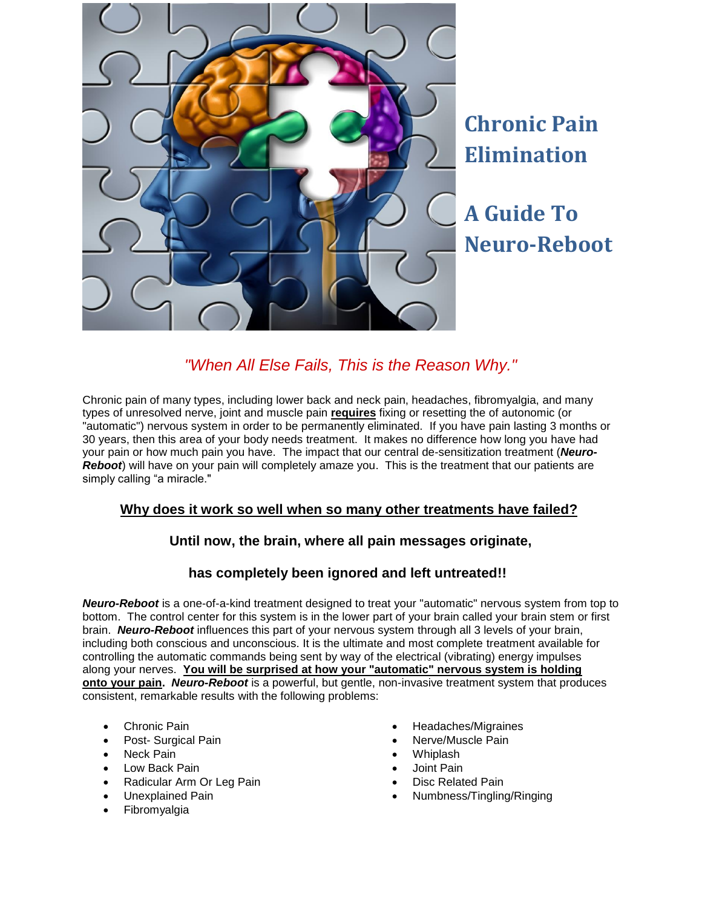# Chronic Pain Elimination

# A Guide To Neuro-Reboot

*"When All Else Fails, This is the Reason Why."*

Chronic pain of many types, including lower back and neck pain, headaches, fibromyalgia, and many types of unresolved nerve, joint and muscle pain **requires** fixing or resetting the of autonomic (or "automatic") nervous system in order to be permanently eliminated. If you have pain lasting 3 months or 30 years, then this area of your body needs treatment. It makes no difference how long you have had your pain or how much pain you have. The impact that our central de-sensitization treatment (***Neuro-Reboot***) will have on your pain will completely amaze you. This is the treatment that our patients are simply calling "a miracle."

## Why does it work so well when so many other treatments have failed?

**Until now, the brain, where all pain messages originate,**

**has completely been ignored and left untreated!!**

***Neuro-Reboot*** is a one-of-a-kind treatment designed to treat your "automatic" nervous system from top to bottom. The control center for this system is in the lower part of your brain called your brain stem or first brain. ***Neuro-Reboot*** influences this part of your nervous system through all 3 levels of your brain, including both conscious and unconscious. It is the ultimate and most complete treatment available for controlling the automatic commands being sent by way of the electrical (vibrating) energy impulses along your nerves. **You will be surprised at how your "automatic" nervous system is holding onto your pain.** ***Neuro-Reboot*** is a powerful, but gentle, non-invasive treatment system that produces consistent, remarkable results with the following problems:

- Chronic Pain
- Post- Surgical Pain
- Neck Pain
- Low Back Pain
- Radicular Arm Or Leg Pain
- Unexplained Pain
- Fibromyalgia
- Headaches/Migraines
- Nerve/Muscle Pain
- Whiplash
- Joint Pain
- Disc Related Pain
- Numbness/Tingling/Ringing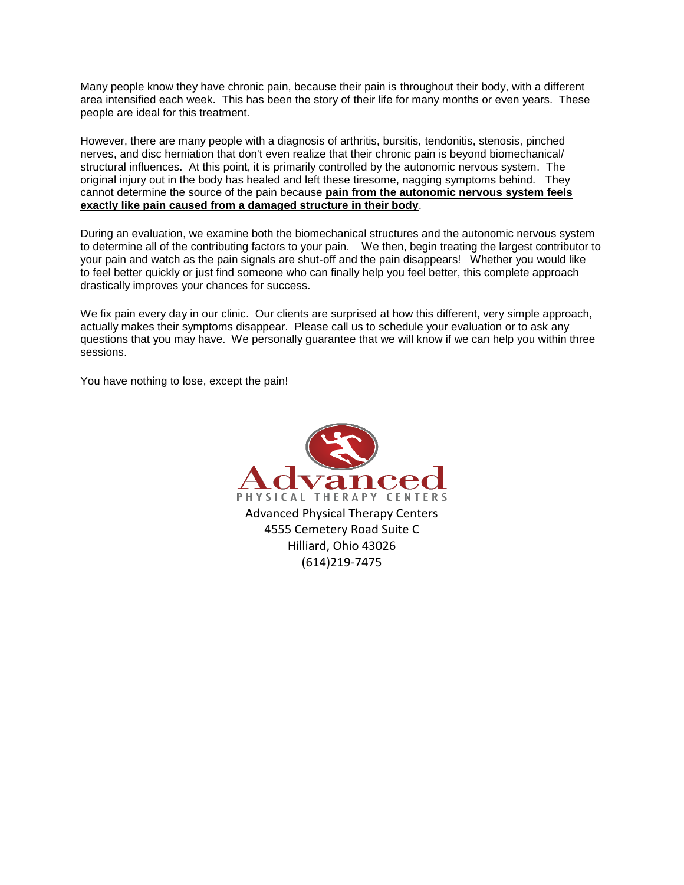Many people know they have chronic pain, because their pain is throughout their body, with a different area intensified each week. This has been the story of their life for many months or even years. These people are ideal for this treatment.

However, there are many people with a diagnosis of arthritis, bursitis, tendonitis, stenosis, pinched nerves, and disc herniation that don't even realize that their chronic pain is beyond biomechanical/ structural influences. At this point, it is primarily controlled by the autonomic nervous system. The original injury out in the body has healed and left these tiresome, nagging symptoms behind. They cannot determine the source of the pain because **<u>pain from the autonomic nervous system feels exactly like pain caused from a damaged structure in their body</u>**.

During an evaluation, we examine both the biomechanical structures and the autonomic nervous system to determine all of the contributing factors to your pain. We then, begin treating the largest contributor to your pain and watch as the pain signals are shut-off and the pain disappears! Whether you would like to feel better quickly or just find someone who can finally help you feel better, this complete approach drastically improves your chances for success.

We fix pain every day in our clinic. Our clients are surprised at how this different, very simple approach, actually makes their symptoms disappear. Please call us to schedule your evaluation or to ask any questions that you may have. We personally guarantee that we will know if we can help you within three sessions.

You have nothing to lose, except the pain!

Advanced
PHYSICAL THERAPY CENTERS

Advanced Physical Therapy Centers
4555 Cemetery Road Suite C
Hilliard, Ohio 43026
(614)219-7475